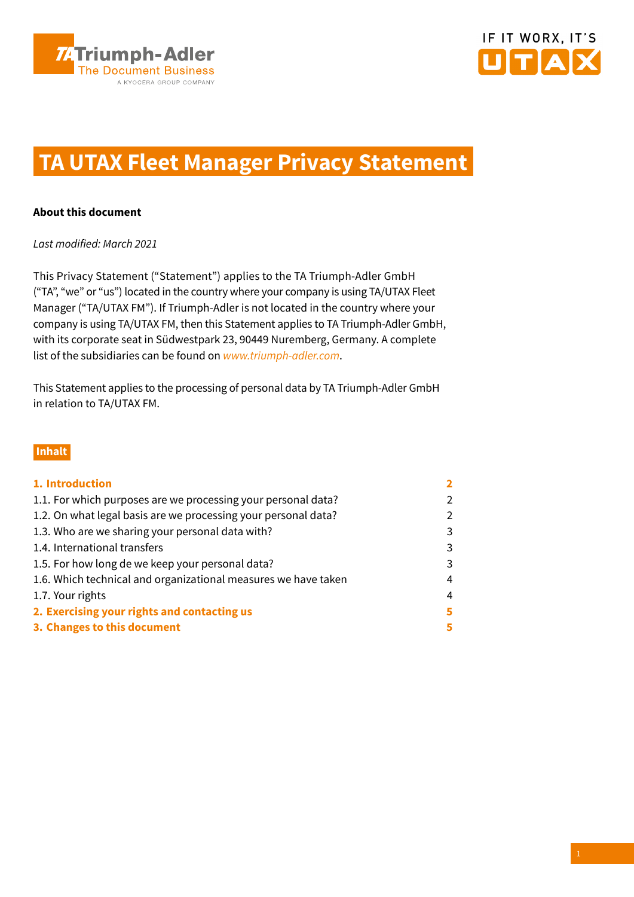# TA UTAX Fleet Manager Privacy Statement

**About this document**

*Last modified: March 2021*

This Privacy Statement ("Statement") applies to the TA Triumph-Adler GmbH ("TA", "we" or "us") located in the country where your company is using TA/UTAX Fleet Manager ("TA/UTAX FM"). If Triumph-Adler is not located in the country where your company is using TA/UTAX FM, then this Statement applies to TA Triumph-Adler GmbH, with its corporate seat in Südwestpark 23, 90449 Nuremberg, Germany. A complete list of the subsidiaries can be found on *www.triumph-adler.com*.

This Statement applies to the processing of personal data by TA Triumph-Adler GmbH in relation to TA/UTAX FM.

## Inhalt

| | |
|---|---|
| **1. Introduction** | **2** |
| 1.1. For which purposes are we processing your personal data? | 2 |
| 1.2. On what legal basis are we processing your personal data? | 2 |
| 1.3. Who are we sharing your personal data with? | 3 |
| 1.4. International transfers | 3 |
| 1.5. For how long de we keep your personal data? | 3 |
| 1.6. Which technical and organizational measures we have taken | 4 |
| 1.7. Your rights | 4 |
| **2. Exercising your rights and contacting us** | **5** |
| **3. Changes to this document** | **5** |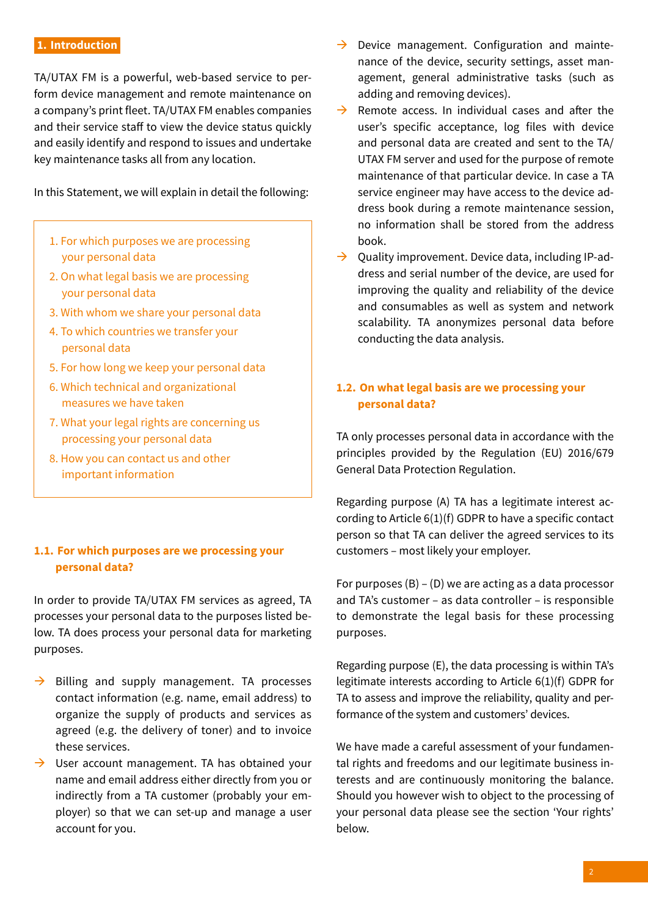## 1. Introduction

TA/UTAX FM is a powerful, web-based service to perform device management and remote maintenance on a company's print fleet. TA/UTAX FM enables companies and their service staff to view the device status quickly and easily identify and respond to issues and undertake key maintenance tasks all from any location.

In this Statement, we will explain in detail the following:

1. For which purposes we are processing your personal data
2. On what legal basis we are processing your personal data
3. With whom we share your personal data
4. To which countries we transfer your personal data
5. For how long we keep your personal data
6. Which technical and organizational measures we have taken
7. What your legal rights are concerning us processing your personal data
8. How you can contact us and other important information

### 1.1. For which purposes are we processing your personal data?

In order to provide TA/UTAX FM services as agreed, TA processes your personal data to the purposes listed below. TA does process your personal data for marketing purposes.

- Billing and supply management. TA processes contact information (e.g. name, email address) to organize the supply of products and services as agreed (e.g. the delivery of toner) and to invoice these services.
- User account management. TA has obtained your name and email address either directly from you or indirectly from a TA customer (probably your employer) so that we can set-up and manage a user account for you.
- Device management. Configuration and maintenance of the device, security settings, asset management, general administrative tasks (such as adding and removing devices).
- Remote access. In individual cases and after the user's specific acceptance, log files with device and personal data are created and sent to the TA/UTAX FM server and used for the purpose of remote maintenance of that particular device. In case a TA service engineer may have access to the device address book during a remote maintenance session, no information shall be stored from the address book.
- Quality improvement. Device data, including IP-adress and serial number of the device, are used for improving the quality and reliability of the device and consumables as well as system and network scalability. TA anonymizes personal data before conducting the data analysis.

### 1.2. On what legal basis are we processing your personal data?

TA only processes personal data in accordance with the principles provided by the Regulation (EU) 2016/679 General Data Protection Regulation.

Regarding purpose (A) TA has a legitimate interest according to Article 6(1)(f) GDPR to have a specific contact person so that TA can deliver the agreed services to its customers – most likely your employer.

For purposes (B) – (D) we are acting as a data processor and TA's customer – as data controller – is responsible to demonstrate the legal basis for these processing purposes.

Regarding purpose (E), the data processing is within TA's legitimate interests according to Article 6(1)(f) GDPR for TA to assess and improve the reliability, quality and performance of the system and customers' devices.

We have made a careful assessment of your fundamental rights and freedoms and our legitimate business interests and are continuously monitoring the balance. Should you however wish to object to the processing of your personal data please see the section 'Your rights' below.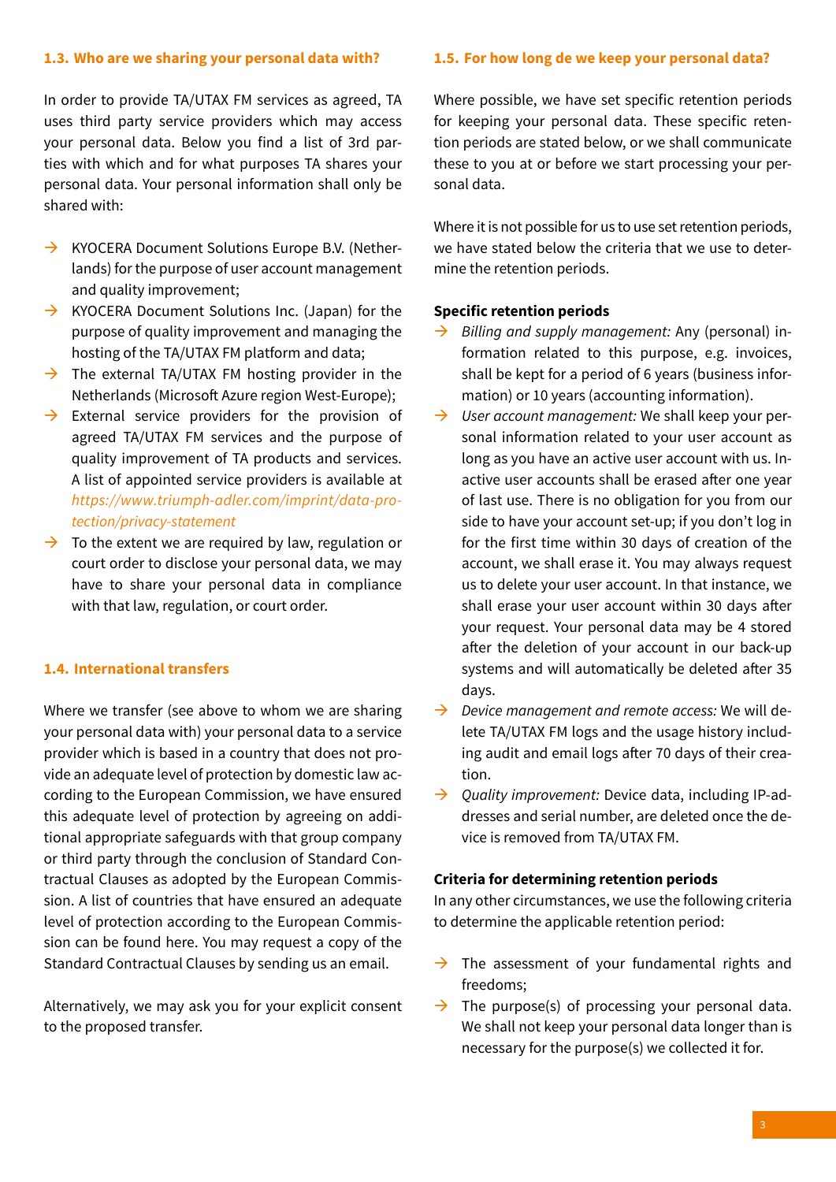### 1.3. Who are we sharing your personal data with?

In order to provide TA/UTAX FM services as agreed, TA uses third party service providers which may access your personal data. Below you find a list of 3rd parties with which and for what purposes TA shares your personal data. Your personal information shall only be shared with:

- KYOCERA Document Solutions Europe B.V. (Netherlands) for the purpose of user account management and quality improvement;
- KYOCERA Document Solutions Inc. (Japan) for the purpose of quality improvement and managing the hosting of the TA/UTAX FM platform and data;
- The external TA/UTAX FM hosting provider in the Netherlands (Microsoft Azure region West-Europe);
- External service providers for the provision of agreed TA/UTAX FM services and the purpose of quality improvement of TA products and services. A list of appointed service providers is available at *https://www.triumph-adler.com/imprint/data-protection/privacy-statement*
- To the extent we are required by law, regulation or court order to disclose your personal data, we may have to share your personal data in compliance with that law, regulation, or court order.

### 1.4. International transfers

Where we transfer (see above to whom we are sharing your personal data with) your personal data to a service provider which is based in a country that does not provide an adequate level of protection by domestic law according to the European Commission, we have ensured this adequate level of protection by agreeing on additional appropriate safeguards with that group company or third party through the conclusion of Standard Contractual Clauses as adopted by the European Commission. A list of countries that have ensured an adequate level of protection according to the European Commission can be found here. You may request a copy of the Standard Contractual Clauses by sending us an email.

Alternatively, we may ask you for your explicit consent to the proposed transfer.

### 1.5. For how long de we keep your personal data?

Where possible, we have set specific retention periods for keeping your personal data. These specific retention periods are stated below, or we shall communicate these to you at or before we start processing your personal data.

Where it is not possible for us to use set retention periods, we have stated below the criteria that we use to determine the retention periods.

**Specific retention periods**

- *Billing and supply management:* Any (personal) information related to this purpose, e.g. invoices, shall be kept for a period of 6 years (business information) or 10 years (accounting information).
- *User account management:* We shall keep your personal information related to your user account as long as you have an active user account with us. Inactive user accounts shall be erased after one year of last use. There is no obligation for you from our side to have your account set-up; if you don't log in for the first time within 30 days of creation of the account, we shall erase it. You may always request us to delete your user account. In that instance, we shall erase your user account within 30 days after your request. Your personal data may be 4 stored after the deletion of your account in our back-up systems and will automatically be deleted after 35 days.
- *Device management and remote access:* We will delete TA/UTAX FM logs and the usage history including audit and email logs after 70 days of their creation.
- *Quality improvement:* Device data, including IP-addresses and serial number, are deleted once the device is removed from TA/UTAX FM.

**Criteria for determining retention periods**

In any other circumstances, we use the following criteria to determine the applicable retention period:

- The assessment of your fundamental rights and freedoms;
- The purpose(s) of processing your personal data. We shall not keep your personal data longer than is necessary for the purpose(s) we collected it for.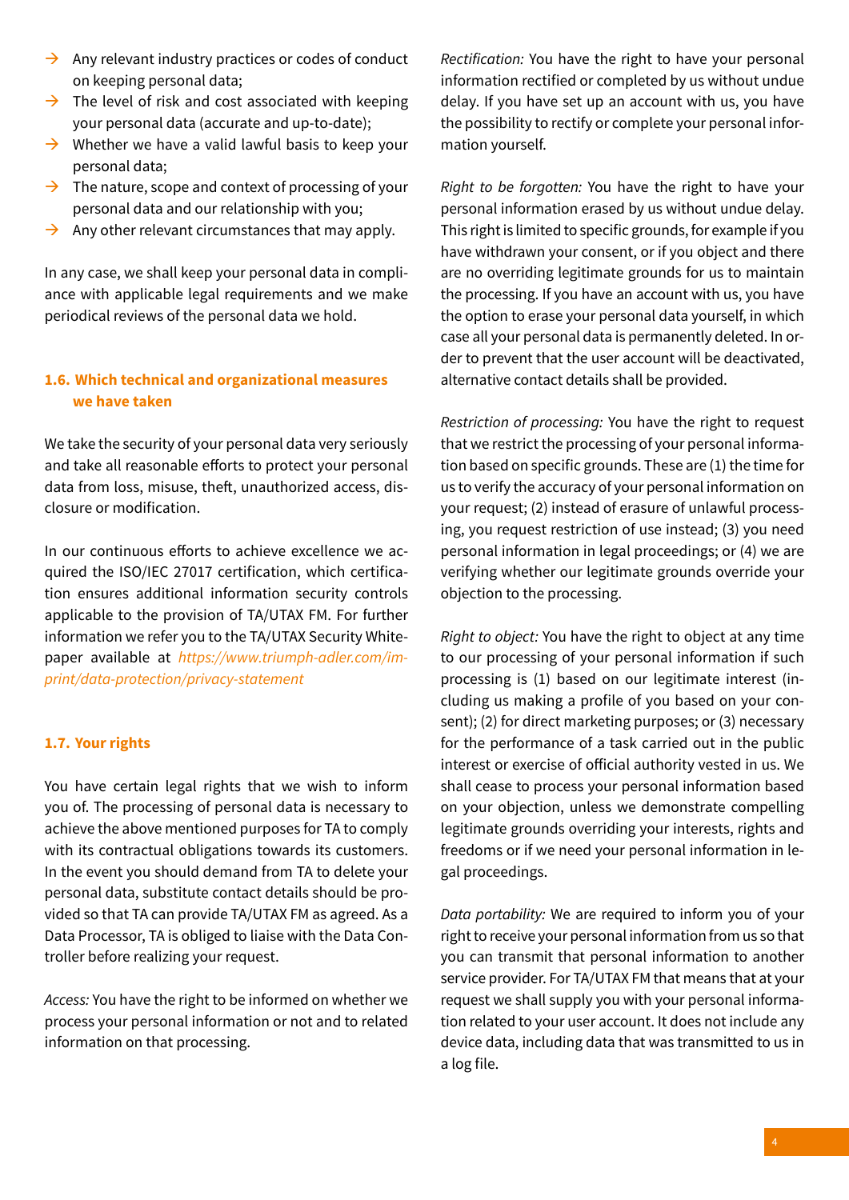- Any relevant industry practices or codes of conduct on keeping personal data;
- The level of risk and cost associated with keeping your personal data (accurate and up-to-date);
- Whether we have a valid lawful basis to keep your personal data;
- The nature, scope and context of processing of your personal data and our relationship with you;
- Any other relevant circumstances that may apply.

In any case, we shall keep your personal data in compliance with applicable legal requirements and we make periodical reviews of the personal data we hold.

### 1.6. Which technical and organizational measures we have taken

We take the security of your personal data very seriously and take all reasonable efforts to protect your personal data from loss, misuse, theft, unauthorized access, disclosure or modification.

In our continuous efforts to achieve excellence we acquired the ISO/IEC 27017 certification, which certification ensures additional information security controls applicable to the provision of TA/UTAX FM. For further information we refer you to the TA/UTAX Security Whitepaper available at *https://www.triumph-adler.com/imprint/data-protection/privacy-statement*

### 1.7. Your rights

You have certain legal rights that we wish to inform you of. The processing of personal data is necessary to achieve the above mentioned purposes for TA to comply with its contractual obligations towards its customers. In the event you should demand from TA to delete your personal data, substitute contact details should be provided so that TA can provide TA/UTAX FM as agreed. As a Data Processor, TA is obliged to liaise with the Data Controller before realizing your request.

*Access:* You have the right to be informed on whether we process your personal information or not and to related information on that processing.

*Rectification:* You have the right to have your personal information rectified or completed by us without undue delay. If you have set up an account with us, you have the possibility to rectify or complete your personal information yourself.

*Right to be forgotten:* You have the right to have your personal information erased by us without undue delay. This right is limited to specific grounds, for example if you have withdrawn your consent, or if you object and there are no overriding legitimate grounds for us to maintain the processing. If you have an account with us, you have the option to erase your personal data yourself, in which case all your personal data is permanently deleted. In order to prevent that the user account will be deactivated, alternative contact details shall be provided.

*Restriction of processing:* You have the right to request that we restrict the processing of your personal information based on specific grounds. These are (1) the time for us to verify the accuracy of your personal information on your request; (2) instead of erasure of unlawful processing, you request restriction of use instead; (3) you need personal information in legal proceedings; or (4) we are verifying whether our legitimate grounds override your objection to the processing.

*Right to object:* You have the right to object at any time to our processing of your personal information if such processing is (1) based on our legitimate interest (including us making a profile of you based on your consent); (2) for direct marketing purposes; or (3) necessary for the performance of a task carried out in the public interest or exercise of official authority vested in us. We shall cease to process your personal information based on your objection, unless we demonstrate compelling legitimate grounds overriding your interests, rights and freedoms or if we need your personal information in legal proceedings.

*Data portability:* We are required to inform you of your right to receive your personal information from us so that you can transmit that personal information to another service provider. For TA/UTAX FM that means that at your request we shall supply you with your personal information related to your user account. It does not include any device data, including data that was transmitted to us in a log file.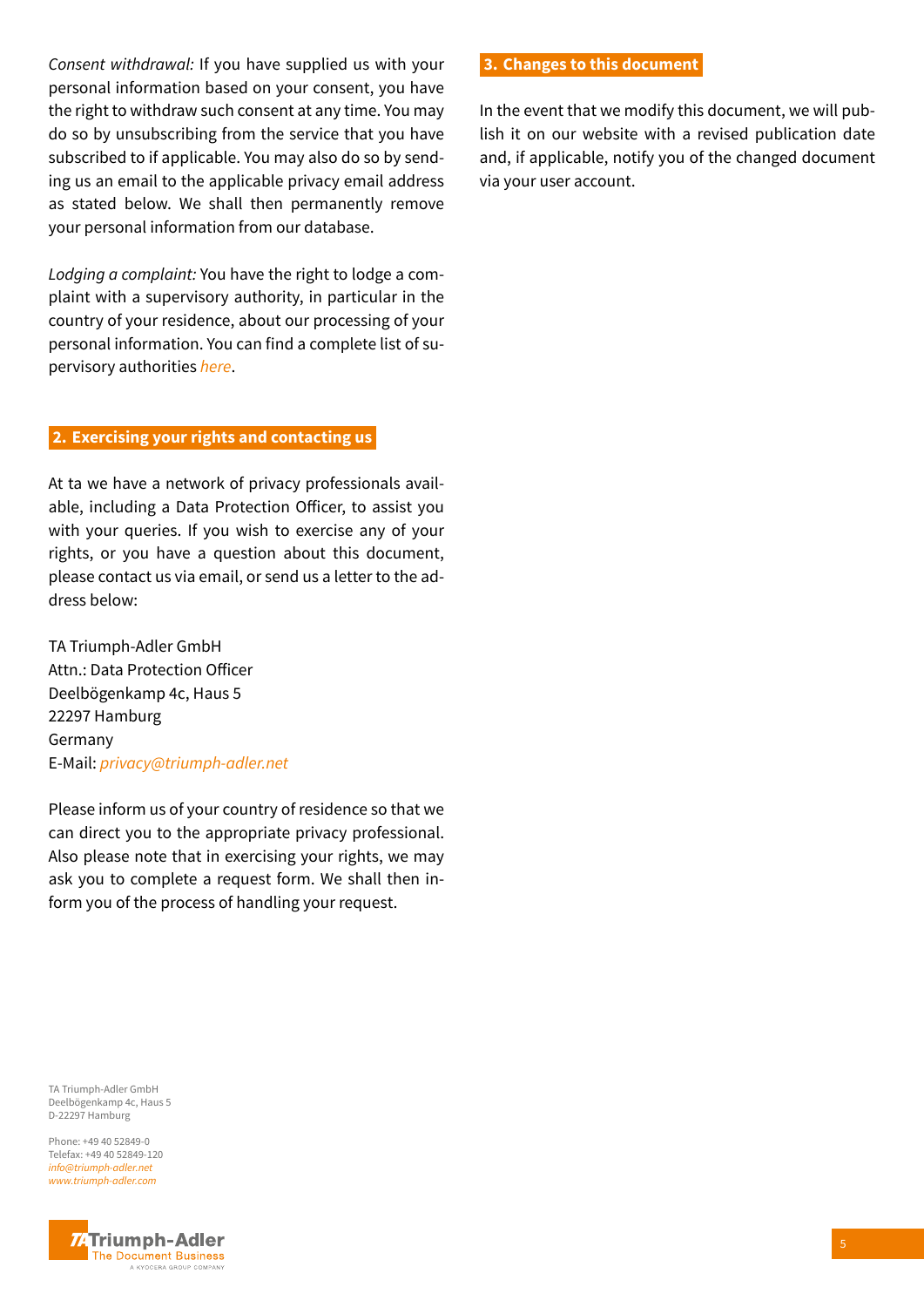*Consent withdrawal:* If you have supplied us with your personal information based on your consent, you have the right to withdraw such consent at any time. You may do so by unsubscribing from the service that you have subscribed to if applicable. You may also do so by sending us an email to the applicable privacy email address as stated below. We shall then permanently remove your personal information from our database.

*Lodging a complaint:* You have the right to lodge a complaint with a supervisory authority, in particular in the country of your residence, about our processing of your personal information. You can find a complete list of supervisory authorities *here*.

## 2. Exercising your rights and contacting us

At ta we have a network of privacy professionals available, including a Data Protection Officer, to assist you with your queries. If you wish to exercise any of your rights, or you have a question about this document, please contact us via email, or send us a letter to the address below:

TA Triumph-Adler GmbH
Attn.: Data Protection Officer
Deelbögenkamp 4c, Haus 5
22297 Hamburg
Germany
E-Mail: *privacy@triumph-adler.net*

Please inform us of your country of residence so that we can direct you to the appropriate privacy professional. Also please note that in exercising your rights, we may ask you to complete a request form. We shall then inform you of the process of handling your request.

## 3. Changes to this document

In the event that we modify this document, we will publish it on our website with a revised publication date and, if applicable, notify you of the changed document via your user account.

TA Triumph-Adler GmbH
Deelbögenkamp 4c, Haus 5
D-22297 Hamburg

Phone: +49 40 52849-0
Telefax: +49 40 52849-120
*info@triumph-adler.net*
*www.triumph-adler.com*

TA Triumph-Adler
The Document Business
A KYOCERA GROUP COMPANY